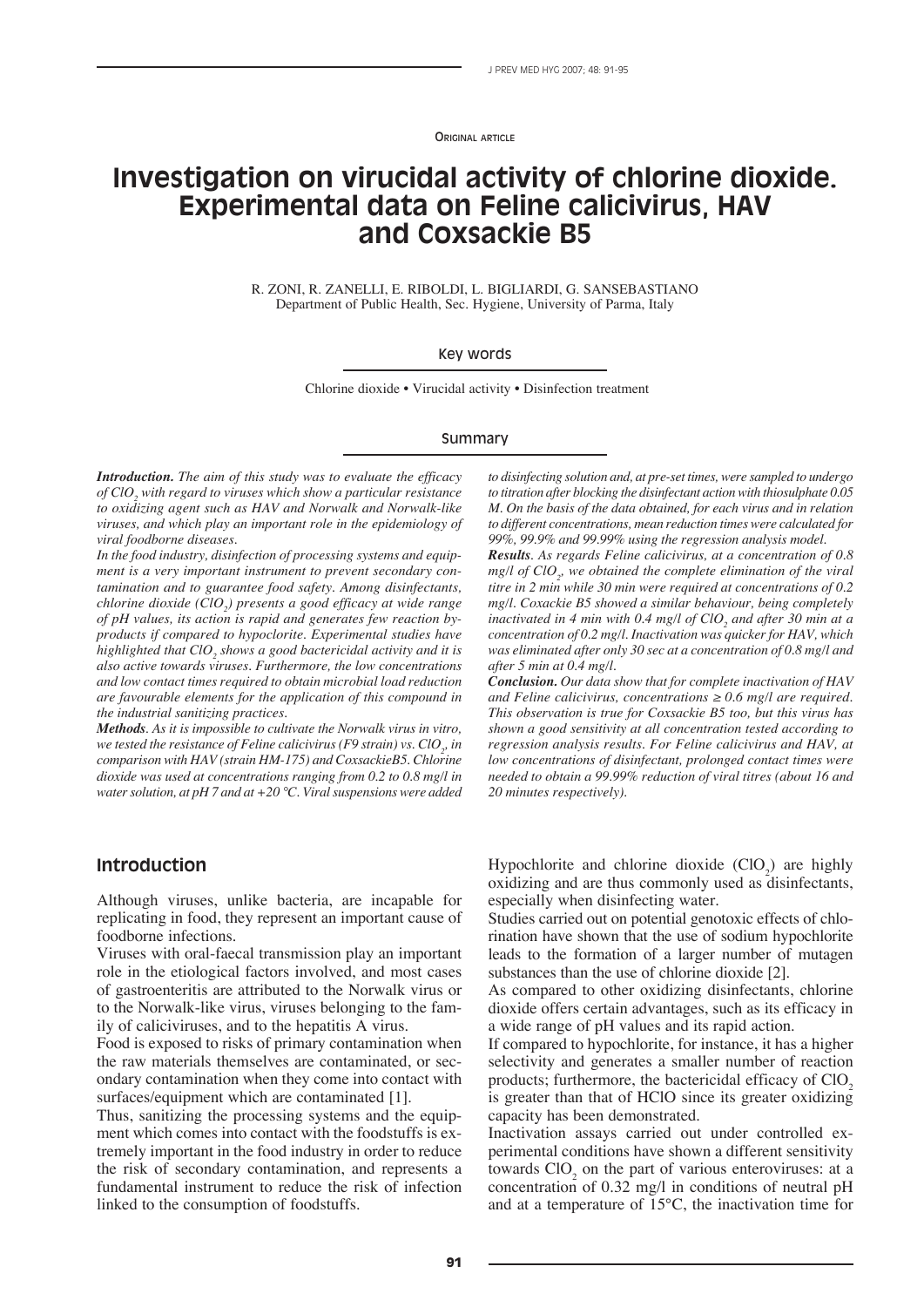Original article

# Investigation on virucidal activity of chlorine dioxide. Experimental data on Feline calicivirus, HAV and Coxsackie B5

R. ZONI, R. ZANELLI, E. RIBOLDI, L. BIGLIARDI, G. SANSEBASTIANO
Department of Public Health, Sec. Hygiene, University of Parma, Italy

## Key words

Chlorine dioxide • Virucidal activity • Disinfection treatment

## Summary

***Introduction.*** *The aim of this study was to evaluate the efficacy of $ClO_2$ with regard to viruses which show a particular resistance to oxidizing agent such as HAV and Norwalk and Norwalk-like viruses, and which play an important role in the epidemiology of viral foodborne diseases.*

*In the food industry, disinfection of processing systems and equipment is a very important instrument to prevent secondary contamination and to guarantee food safety. Among disinfectants, chlorine dioxide ($ClO_2$) presents a good efficacy at wide range of pH values, its action is rapid and generates few reaction by-products if compared to hypoclorite. Experimental studies have highlighted that $ClO_2$ shows a good bactericidal activity and it is also active towards viruses. Furthermore, the low concentrations and low contact times required to obtain microbial load reduction are favourable elements for the application of this compound in the industrial sanitizing practices.*

***Methods.*** *As it is impossible to cultivate the Norwalk virus in vitro, we tested the resistance of Feline calicivirus (F9 strain) vs. $ClO_2$, in comparison with HAV (strain HM-175) and CoxsackieB5. Chlorine dioxide was used at concentrations ranging from 0.2 to 0.8 mg/l in water solution, at pH 7 and at +20 °C. Viral suspensions were added to disinfecting solution and, at pre-set times, were sampled to undergo to titration after blocking the disinfectant action with thiosulphate 0.05 M. On the basis of the data obtained, for each virus and in relation to different concentrations, mean reduction times were calculated for 99%, 99.9% and 99.99% using the regression analysis model.*

***Results.*** *As regards Feline calicivirus, at a concentration of 0.8 mg/l of $ClO_2$, we obtained the complete elimination of the viral titre in 2 min while 30 min were required at concentrations of 0.2 mg/l. Coxackie B5 showed a similar behaviour, being completely inactivated in 4 min with 0.4 mg/l of $ClO_2$ and after 30 min at a concentration of 0.2 mg/l. Inactivation was quicker for HAV, which was eliminated after only 30 sec at a concentration of 0.8 mg/l and after 5 min at 0.4 mg/l.*

***Conclusion.*** *Our data show that for complete inactivation of HAV and Feline calicivirus, concentrations $\geq 0.6$ mg/l are required. This observation is true for Coxsackie B5 too, but this virus has shown a good sensitivity at all concentration tested according to regression analysis results. For Feline calicivirus and HAV, at low concentrations of disinfectant, prolonged contact times were needed to obtain a 99.99% reduction of viral titres (about 16 and 20 minutes respectively).*

## Introduction

Although viruses, unlike bacteria, are incapable for replicating in food, they represent an important cause of foodborne infections.

Viruses with oral-faecal transmission play an important role in the etiological factors involved, and most cases of gastroenteritis are attributed to the Norwalk virus or to the Norwalk-like virus, viruses belonging to the family of caliciviruses, and to the hepatitis A virus.

Food is exposed to risks of primary contamination when the raw materials themselves are contaminated, or secondary contamination when they come into contact with surfaces/equipment which are contaminated [1].

Thus, sanitizing the processing systems and the equipment which comes into contact with the foodstuffs is extremely important in the food industry in order to reduce the risk of secondary contamination, and represents a fundamental instrument to reduce the risk of infection linked to the consumption of foodstuffs.

Hypochlorite and chlorine dioxide ($ClO_2$) are highly oxidizing and are thus commonly used as disinfectants, especially when disinfecting water.

Studies carried out on potential genotoxic effects of chlorination have shown that the use of sodium hypochlorite leads to the formation of a larger number of mutagen substances than the use of chlorine dioxide [2].

As compared to other oxidizing disinfectants, chlorine dioxide offers certain advantages, such as its efficacy in a wide range of pH values and its rapid action.

If compared to hypochlorite, for instance, it has a higher selectivity and generates a smaller number of reaction products; furthermore, the bactericidal efficacy of $ClO_2$ is greater than that of HClO since its greater oxidizing capacity has been demonstrated.

Inactivation assays carried out under controlled experimental conditions have shown a different sensitivity towards $ClO_2$ on the part of various enteroviruses: at a concentration of 0.32 mg/l in conditions of neutral pH and at a temperature of 15°C, the inactivation time for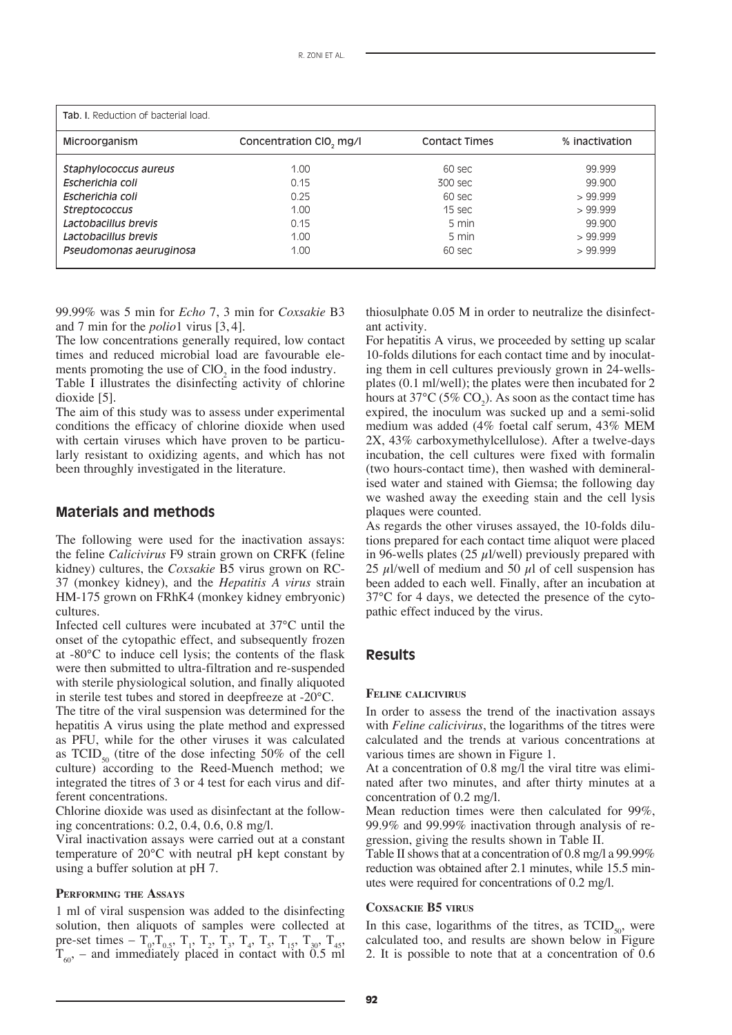Tab. I. Reduction of bacterial load.

| Microorganism | Concentration $ClO_2$ mg/l | Contact Times | % inactivation |
|---|---|---|---|
| *Staphylococcus aureus* | 1.00 | 60 sec | 99.999 |
| *Escherichia coli* | 0.15 | 300 sec | 99.900 |
| *Escherichia coli* | 0.25 | 60 sec | > 99.999 |
| *Streptococcus* | 1.00 | 15 sec | > 99.999 |
| *Lactobacillus brevis* | 0.15 | 5 min | 99.900 |
| *Lactobacillus brevis* | 1.00 | 5 min | > 99.999 |
| *Pseudomonas aeuruginosa* | 1.00 | 60 sec | > 99.999 |

99.99% was 5 min for *Echo* 7, 3 min for *Coxsakie* B3 and 7 min for the *polio*1 virus [3, 4].

The low concentrations generally required, low contact times and reduced microbial load are favourable elements promoting the use of $ClO_2$ in the food industry.

Table I illustrates the disinfecting activity of chlorine dioxide [5].

The aim of this study was to assess under experimental conditions the efficacy of chlorine dioxide when used with certain viruses which have proven to be particularly resistant to oxidizing agents, and which has not been throughly investigated in the literature.

## Materials and methods

The following were used for the inactivation assays: the feline *Calicivirus* F9 strain grown on CRFK (feline kidney) cultures, the *Coxsakie* B5 virus grown on RC-37 (monkey kidney), and the *Hepatitis A virus* strain HM-175 grown on FRhK4 (monkey kidney embryonic) cultures.

Infected cell cultures were incubated at 37°C until the onset of the cytopathic effect, and subsequently frozen at -80°C to induce cell lysis; the contents of the flask were then submitted to ultra-filtration and re-suspended with sterile physiological solution, and finally aliquoted in sterile test tubes and stored in deepfreeze at -20°C.

The titre of the viral suspension was determined for the hepatitis A virus using the plate method and expressed as PFU, while for the other viruses it was calculated as $TCID_{50}$ (titre of the dose infecting 50% of the cell culture) according to the Reed-Muench method; we integrated the titres of 3 or 4 test for each virus and different concentrations.

Chlorine dioxide was used as disinfectant at the following concentrations: 0.2, 0.4, 0.6, 0.8 mg/l.

Viral inactivation assays were carried out at a constant temperature of 20°C with neutral pH kept constant by using a buffer solution at pH 7.

### Performing the Assays

1 ml of viral suspension was added to the disinfecting solution, then aliquots of samples were collected at pre-set times – $T_0, T_{0.5}, T_1, T_2, T_3, T_4, T_5, T_{15}, T_{30}, T_{45}, T_{60}$, – and immediately placed in contact with 0.5 ml thiosulphate 0.05 M in order to neutralize the disinfectant activity.

For hepatitis A virus, we proceeded by setting up scalar 10-folds dilutions for each contact time and by inoculating them in cell cultures previously grown in 24-wells-plates (0.1 ml/well); the plates were then incubated for 2 hours at 37°C (5% $CO_2$). As soon as the contact time has expired, the inoculum was sucked up and a semi-solid medium was added (4% foetal calf serum, 43% MEM 2X, 43% carboxymethylcellulose). After a twelve-days incubation, the cell cultures were fixed with formalin (two hours-contact time), then washed with demineralised water and stained with Giemsa; the following day we washed away the exeeding stain and the cell lysis plaques were counted.

As regards the other viruses assayed, the 10-folds dilutions prepared for each contact time aliquot were placed in 96-wells plates (25 μl/well) previously prepared with 25 μl/well of medium and 50 μl of cell suspension has been added to each well. Finally, after an incubation at 37°C for 4 days, we detected the presence of the cytopathic effect induced by the virus.

## Results

### Feline calicivirus

In order to assess the trend of the inactivation assays with *Feline calicivirus*, the logarithms of the titres were calculated and the trends at various concentrations at various times are shown in Figure 1.

At a concentration of 0.8 mg/l the viral titre was eliminated after two minutes, and after thirty minutes at a concentration of 0.2 mg/l.

Mean reduction times were then calculated for 99%, 99.9% and 99.99% inactivation through analysis of regression, giving the results shown in Table II.

Table II shows that at a concentration of 0.8 mg/l a 99.99% reduction was obtained after 2.1 minutes, while 15.5 minutes were required for concentrations of 0.2 mg/l.

### Coxsackie B5 virus

In this case, logarithms of the titres, as $TCID_{50}$, were calculated too, and results are shown below in Figure 2. It is possible to note that at a concentration of 0.6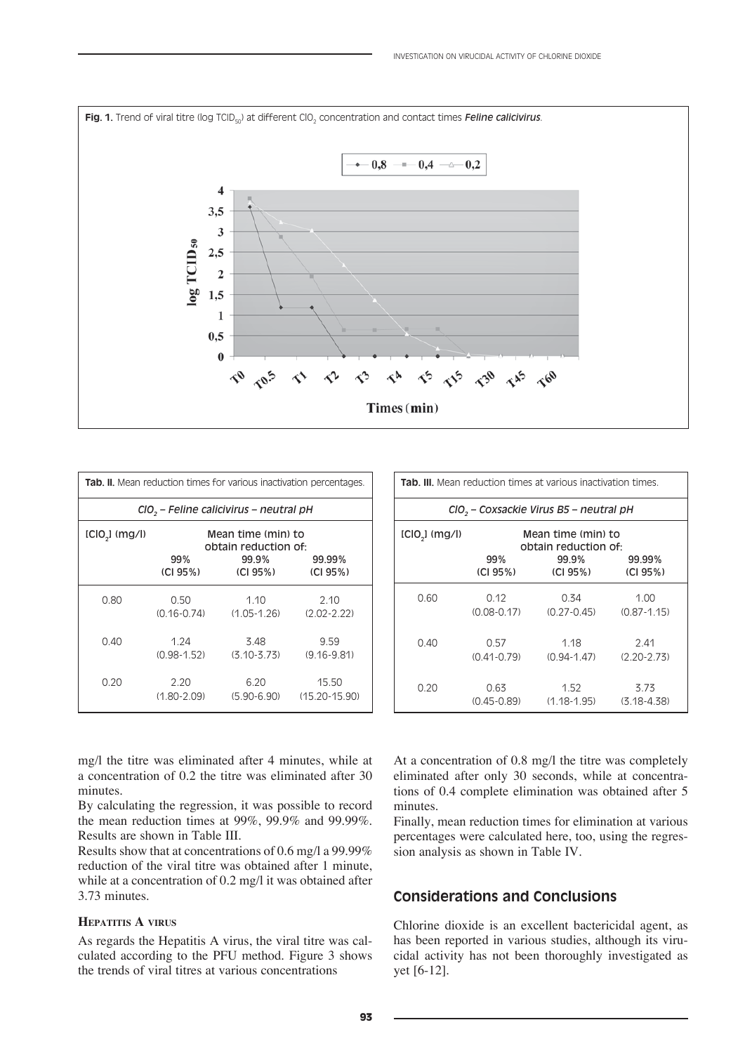**Fig. 1.** Trend of viral titre (log $TCID_{50}$) at different $ClO_2$ concentration and contact times *Feline calicivirus*.

| **Tab. II.** Mean reduction times for various inactivation percentages. | | | |
|---|---|---|---|
| *$ClO_2$ – Feline calicivirus – neutral pH* | | | |
| [$ClO_2$] (mg/l) | Mean time (min) to obtain reduction of: | | |
| | 99% (CI 95%) | 99.9% (CI 95%) | 99.99% (CI 95%) |
| 0.80 | 0.50 (0.16-0.74) | 1.10 (1.05-1.26) | 2.10 (2.02-2.22) |
| 0.40 | 1.24 (0.98-1.52) | 3.48 (3.10-3.73) | 9.59 (9.16-9.81) |
| 0.20 | 2.20 (1.80-2.09) | 6.20 (5.90-6.90) | 15.50 (15.20-15.90) |

| **Tab. III.** Mean reduction times at various inactivation times. | | | |
|---|---|---|---|
| *$ClO_2$ – Coxsackie Virus B5 – neutral pH* | | | |
| [$ClO_2$] (mg/l) | Mean time (min) to obtain reduction of: | | |
| | 99% (CI 95%) | 99.9% (CI 95%) | 99.99% (CI 95%) |
| 0.60 | 0.12 (0.08-0.17) | 0.34 (0.27-0.45) | 1.00 (0.87-1.15) |
| 0.40 | 0.57 (0.41-0.79) | 1.18 (0.94-1.47) | 2.41 (2.20-2.73) |
| 0.20 | 0.63 (0.45-0.89) | 1.52 (1.18-1.95) | 3.73 (3.18-4.38) |

mg/l the titre was eliminated after 4 minutes, while at a concentration of 0.2 the titre was eliminated after 30 minutes.

By calculating the regression, it was possible to record the mean reduction times at 99%, 99.9% and 99.99%. Results are shown in Table III.

Results show that at concentrations of 0.6 mg/l a 99.99% reduction of the viral titre was obtained after 1 minute, while at a concentration of 0.2 mg/l it was obtained after 3.73 minutes.

### Hepatitis A virus

As regards the Hepatitis A virus, the viral titre was calculated according to the PFU method. Figure 3 shows the trends of viral titres at various concentrations

At a concentration of 0.8 mg/l the titre was completely eliminated after only 30 seconds, while at concentrations of 0.4 complete elimination was obtained after 5 minutes.

Finally, mean reduction times for elimination at various percentages were calculated here, too, using the regression analysis as shown in Table IV.

## Considerations and Conclusions

Chlorine dioxide is an excellent bactericidal agent, as has been reported in various studies, although its virucidal activity has not been thoroughly investigated as yet [6-12].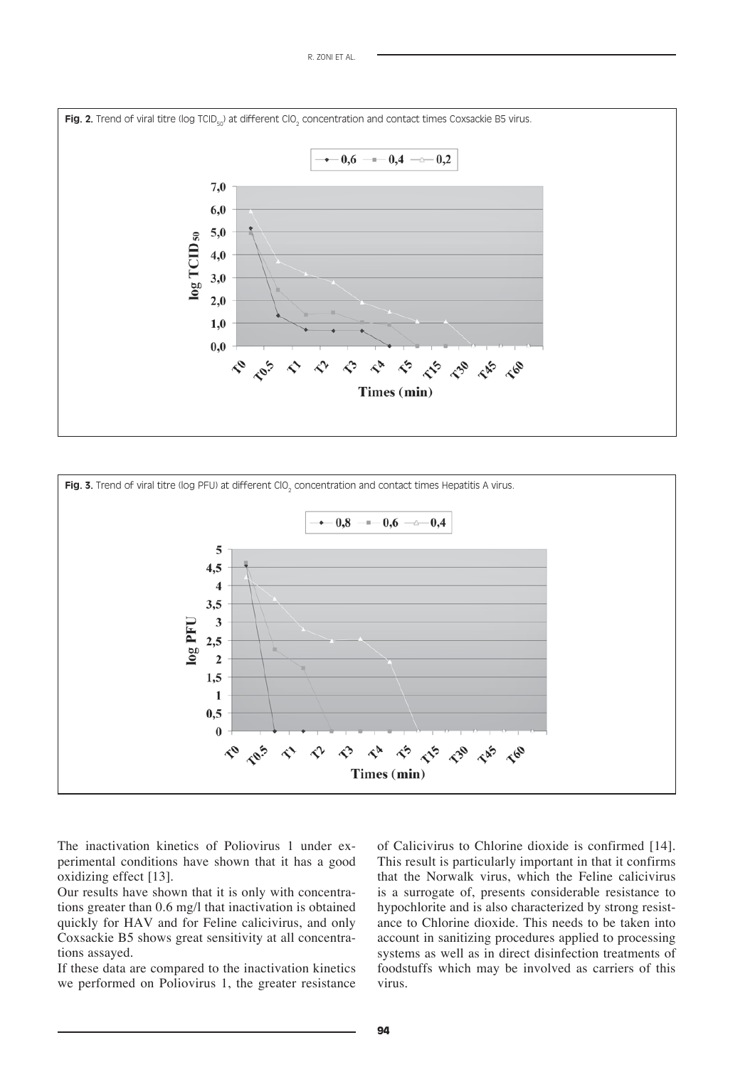**Fig. 2.** Trend of viral titre (log $TCID_{50}$) at different $ClO_2$ concentration and contact times Coxsackie B5 virus.

**Fig. 3.** Trend of viral titre (log PFU) at different $ClO_2$ concentration and contact times Hepatitis A virus.

The inactivation kinetics of Poliovirus 1 under experimental conditions have shown that it has a good oxidizing effect [13].

Our results have shown that it is only with concentrations greater than 0.6 mg/l that inactivation is obtained quickly for HAV and for Feline calicivirus, and only Coxsackie B5 shows great sensitivity at all concentrations assayed.

If these data are compared to the inactivation kinetics we performed on Poliovirus 1, the greater resistance of Calicivirus to Chlorine dioxide is confirmed [14]. This result is particularly important in that it confirms that the Norwalk virus, which the Feline calicivirus is a surrogate of, presents considerable resistance to hypochlorite and is also characterized by strong resistance to Chlorine dioxide. This needs to be taken into account in sanitizing procedures applied to processing systems as well as in direct disinfection treatments of foodstuffs which may be involved as carriers of this virus.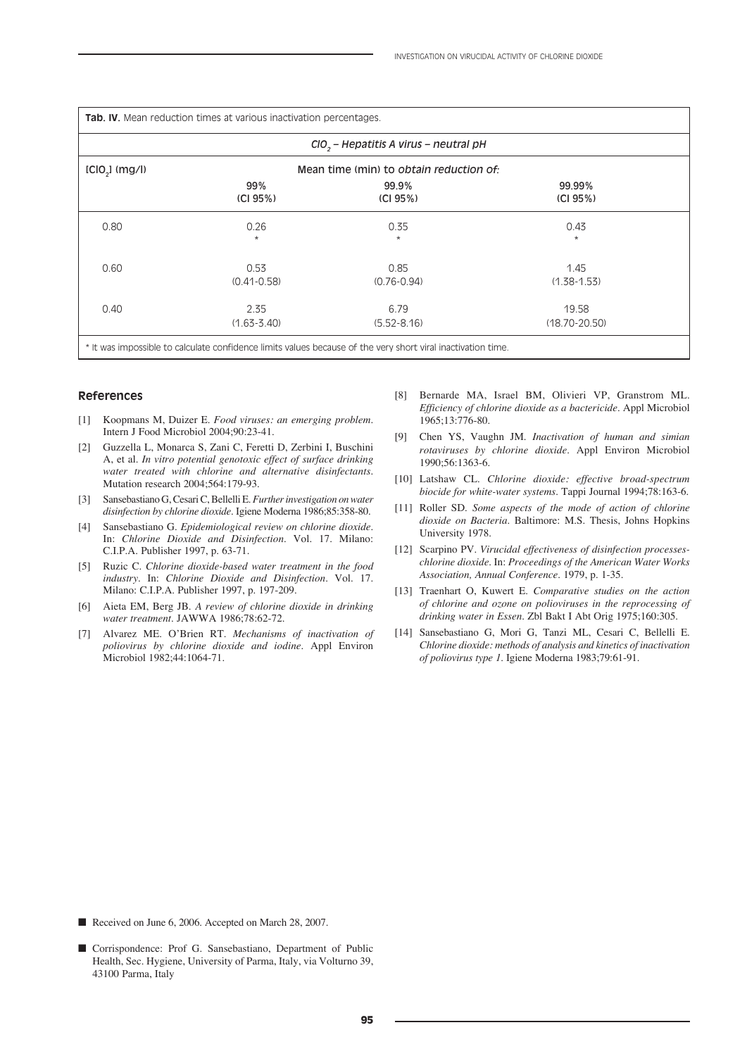**Tab. IV.** Mean reduction times at various inactivation percentages.

| $ClO_2$ – *Hepatitis A virus – neutral pH* | | | |
|---|---|---|---|
| $[ClO_2]$ (mg/l) | Mean time (min) to *obtain reduction of:* | | |
| | 99% (CI 95%) | 99.9% (CI 95%) | 99.99% (CI 95%) |
| 0.80 | 0.26 * | 0.35 * | 0.43 * |
| 0.60 | 0.53 (0.41-0.58) | 0.85 (0.76-0.94) | 1.45 (1.38-1.53) |
| 0.40 | 2.35 (1.63-3.40) | 6.79 (5.52-8.16) | 19.58 (18.70-20.50) |

\* It was impossible to calculate confidence limits values because of the very short viral inactivation time.

## References

[1] Koopmans M, Duizer E. *Food viruses: an emerging problem*. Intern J Food Microbiol 2004;90:23-41.

[2] Guzzella L, Monarca S, Zani C, Feretti D, Zerbini I, Buschini A, et al. *In vitro potential genotoxic effect of surface drinking water treated with chlorine and alternative disinfectants*. Mutation research 2004;564:179-93.

[3] Sansebastiano G, Cesari C, Bellelli E. *Further investigation on water disinfection by chlorine dioxide*. Igiene Moderna 1986;85:358-80.

[4] Sansebastiano G. *Epidemiological review on chlorine dioxide*. In: *Chlorine Dioxide and Disinfection*. Vol. 17. Milano: C.I.P.A. Publisher 1997, p. 63-71.

[5] Ruzic C. *Chlorine dioxide-based water treatment in the food industry*. In: *Chlorine Dioxide and Disinfection*. Vol. 17. Milano: C.I.P.A. Publisher 1997, p. 197-209.

[6] Aieta EM, Berg JB. *A review of chlorine dioxide in drinking water treatment*. JAWWA 1986;78:62-72.

[7] Alvarez ME. O'Brien RT. *Mechanisms of inactivation of poliovirus by chlorine dioxide and iodine*. Appl Environ Microbiol 1982;44:1064-71.

[8] Bernarde MA, Israel BM, Olivieri VP, Granstrom ML. *Efficiency of chlorine dioxide as a bactericide*. Appl Microbiol 1965;13:776-80.

[9] Chen YS, Vaughn JM. *Inactivation of human and simian rotaviruses by chlorine dioxide*. Appl Environ Microbiol 1990;56:1363-6.

[10] Latshaw CL. *Chlorine dioxide: effective broad-spectrum biocide for white-water systems*. Tappi Journal 1994;78:163-6.

[11] Roller SD. *Some aspects of the mode of action of chlorine dioxide on Bacteria*. Baltimore: M.S. Thesis, Johns Hopkins University 1978.

[12] Scarpino PV. *Virucidal effectiveness of disinfection processes-chlorine dioxide*. In: *Proceedings of the American Water Works Association, Annual Conference*. 1979, p. 1-35.

[13] Traenhart O, Kuwert E. *Comparative studies on the action of chlorine and ozone on polioviruses in the reprocessing of drinking water in Essen*. Zbl Bakt I Abt Orig 1975;160:305.

[14] Sansebastiano G, Mori G, Tanzi ML, Cesari C, Bellelli E. *Chlorine dioxide: methods of analysis and kinetics of inactivation of poliovirus type 1*. Igiene Moderna 1983;79:61-91.

■ Received on June 6, 2006. Accepted on March 28, 2007.

■ Corrispondence: Prof G. Sansebastiano, Department of Public Health, Sec. Hygiene, University of Parma, Italy, via Volturno 39, 43100 Parma, Italy